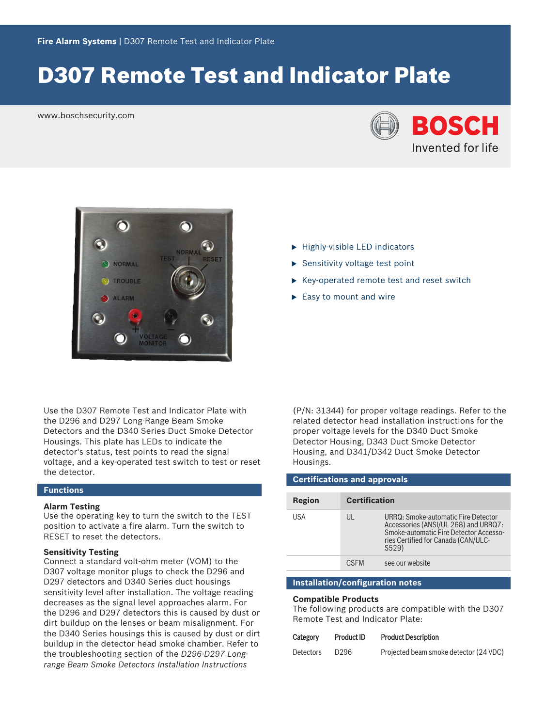**Fire Alarm Systems** | D307 Remote Test and Indicator Plate

# D307 Remote Test and Indicator Plate

www.boschsecurity.com

- Highly-visible LED indicators
- Sensitivity voltage test point
- Key-operated remote test and reset switch
- Easy to mount and wire

Use the D307 Remote Test and Indicator Plate with the D296 and D297 Long-Range Beam Smoke Detectors and the D340 Series Duct Smoke Detector Housings. This plate has LEDs to indicate the detector's status, test points to read the signal voltage, and a key-operated test switch to test or reset the detector.

## Functions

**Alarm Testing**
Use the operating key to turn the switch to the TEST position to activate a fire alarm. Turn the switch to RESET to reset the detectors.

**Sensitivity Testing**
Connect a standard volt-ohm meter (VOM) to the D307 voltage monitor plugs to check the D296 and D297 detectors and D340 Series duct housings sensitivity level after installation. The voltage reading decreases as the signal level approaches alarm. For the D296 and D297 detectors this is caused by dust or dirt buildup on the lenses or beam misalignment. For the D340 Series housings this is caused by dust or dirt buildup in the detector head smoke chamber. Refer to the troubleshooting section of the *D296-D297 Long-range Beam Smoke Detectors Installation Instructions* (P/N: 31344) for proper voltage readings. Refer to the related detector head installation instructions for the proper voltage levels for the D340 Duct Smoke Detector Housing, D343 Duct Smoke Detector Housing, and D341/D342 Duct Smoke Detector Housings.

## Certifications and approvals

| Region | Certification | |
|---|---|---|
| USA | UL | URRQ: Smoke-automatic Fire Detector Accessories (ANSI/UL 268) and URRQ7: Smoke-automatic Fire Detector Accessories Certified for Canada (CAN/ULC-S529) |
| | CSFM | see our website |

## Installation/configuration notes

**Compatible Products**
The following products are compatible with the D307 Remote Test and Indicator Plate:

| Category | Product ID | Product Description |
|---|---|---|
| Detectors | D296 | Projected beam smoke detector (24 VDC) |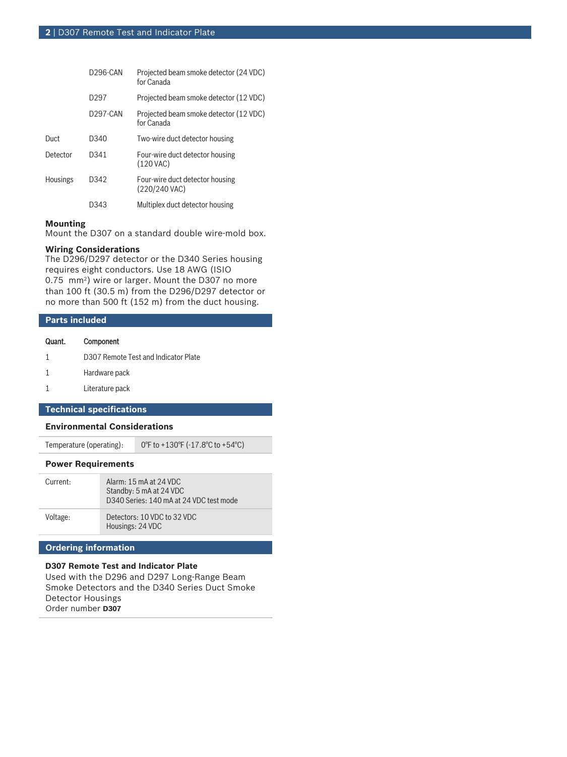| | | |
|---|---|---|
| | D296-CAN | Projected beam smoke detector (24 VDC) for Canada |
| | D297 | Projected beam smoke detector (12 VDC) |
| | D297-CAN | Projected beam smoke detector (12 VDC) for Canada |
| Duct | D340 | Two-wire duct detector housing |
| Detector | D341 | Four-wire duct detector housing (120 VAC) |
| Housings | D342 | Four-wire duct detector housing (220/240 VAC) |
| | D343 | Multiplex duct detector housing |

**Mounting**

Mount the D307 on a standard double wire-mold box.

**Wiring Considerations**

The D296/D297 detector or the D340 Series housing requires eight conductors. Use 18 AWG (ISIO 0.75 $mm^2$) wire or larger. Mount the D307 no more than 100 ft (30.5 m) from the D296/D297 detector or no more than 500 ft (152 m) from the duct housing.

## Parts included

| Quant. | Component |
|---|---|
| 1 | D307 Remote Test and Indicator Plate |
| 1 | Hardware pack |
| 1 | Literature pack |

## Technical specifications

### Environmental Considerations

| | |
|---|---|
| Temperature (operating): | 0°F to +130°F (-17.8°C to +54°C) |

### Power Requirements

| | |
|---|---|
| Current: | Alarm: 15 mA at 24 VDC<br>Standby: 5 mA at 24 VDC<br>D340 Series: 140 mA at 24 VDC test mode |
| Voltage: | Detectors: 10 VDC to 32 VDC<br>Housings: 24 VDC |

## Ordering information

**D307 Remote Test and Indicator Plate**

Used with the D296 and D297 Long-Range Beam Smoke Detectors and the D340 Series Duct Smoke Detector Housings

Order number **D307**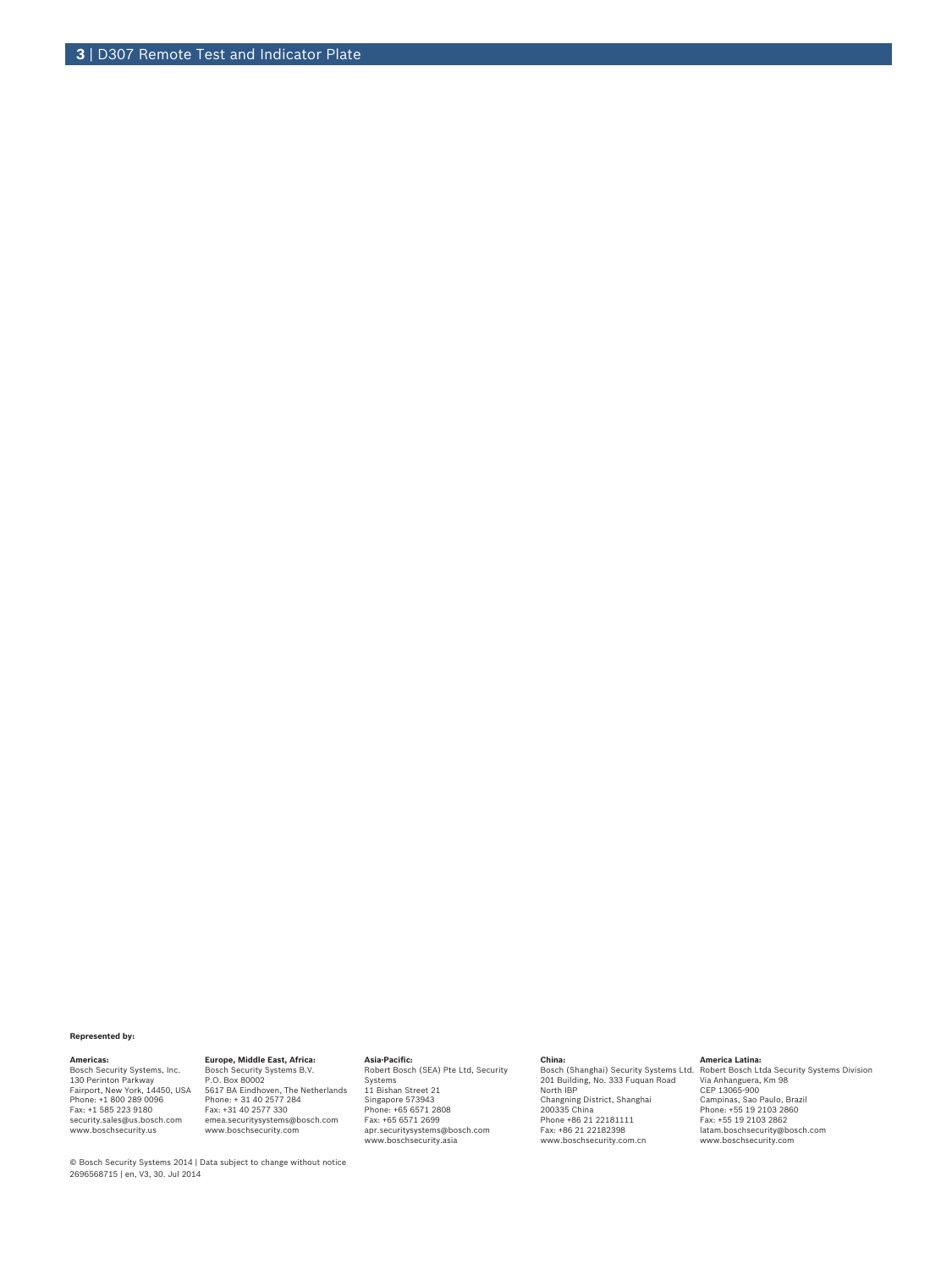**Represented by:**

**Americas:**
Bosch Security Systems, Inc.
130 Perinton Parkway
Fairport, New York, 14450, USA
Phone: +1 800 289 0096
Fax: +1 585 223 9180
security.sales@us.bosch.com
www.boschsecurity.us

**Europe, Middle East, Africa:**
Bosch Security Systems B.V.
P.O. Box 80002
5617 BA Eindhoven, The Netherlands
Phone: + 31 40 2577 284
Fax: +31 40 2577 330
emea.securitysystems@bosch.com
www.boschsecurity.com

**Asia-Pacific:**
Robert Bosch (SEA) Pte Ltd, Security Systems
11 Bishan Street 21
Singapore 573943
Phone: +65 6571 2808
Fax: +65 6571 2699
apr.securitysystems@bosch.com
www.boschsecurity.asia

**China:**
Bosch (Shanghai) Security Systems Ltd.
201 Building, No. 333 Fuquan Road
North IBP
Changning District, Shanghai
200335 China
Phone +86 21 22181111
Fax: +86 21 22182398
www.boschsecurity.com.cn

**America Latina:**
Robert Bosch Ltda Security Systems Division
Via Anhanguera, Km 98
CEP 13065-900
Campinas, Sao Paulo, Brazil
Phone: +55 19 2103 2860
Fax: +55 19 2103 2862
latam.boschsecurity@bosch.com
www.boschsecurity.com

© Bosch Security Systems 2014 | Data subject to change without notice
2696568715 | en, V3, 30. Jul 2014